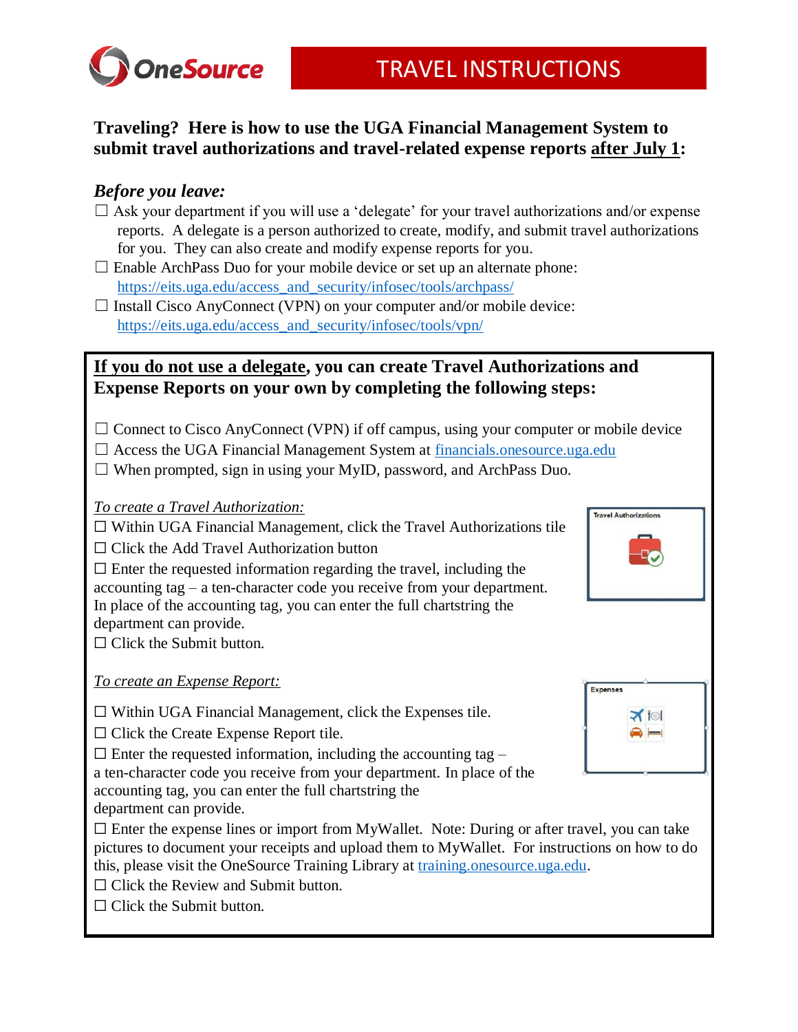OneSource

# TRAVEL INSTRUCTIONS

**Traveling? Here is how to use the UGA Financial Management System to submit travel authorizations and travel-related expense reports <u>after July 1</u>:**

## *Before you leave:*

- ☐ Ask your department if you will use a 'delegate' for your travel authorizations and/or expense reports. A delegate is a person authorized to create, modify, and submit travel authorizations for you. They can also create and modify expense reports for you.
- ☐ Enable ArchPass Duo for your mobile device or set up an alternate phone: https://eits.uga.edu/access_and_security/infosec/tools/archpass/
- ☐ Install Cisco AnyConnect (VPN) on your computer and/or mobile device: https://eits.uga.edu/access_and_security/infosec/tools/vpn/

## <u>If you do not use a delegate</u>, you can create Travel Authorizations and Expense Reports on your own by completing the following steps:

- ☐ Connect to Cisco AnyConnect (VPN) if off campus, using your computer or mobile device
- ☐ Access the UGA Financial Management System at financials.onesource.uga.edu
- ☐ When prompted, sign in using your MyID, password, and ArchPass Duo.

*<u>To create a Travel Authorization:</u>*

- ☐ Within UGA Financial Management, click the Travel Authorizations tile
- ☐ Click the Add Travel Authorization button
- ☐ Enter the requested information regarding the travel, including the accounting tag – a ten-character code you receive from your department. In place of the accounting tag, you can enter the full chartstring the department can provide.
- ☐ Click the Submit button.

Travel Authorizations

*<u>To create an Expense Report:</u>*

- ☐ Within UGA Financial Management, click the Expenses tile.
- ☐ Click the Create Expense Report tile.
- ☐ Enter the requested information, including the accounting tag – a ten-character code you receive from your department. In place of the accounting tag, you can enter the full chartstring the department can provide.
- ☐ Enter the expense lines or import from MyWallet. Note: During or after travel, you can take pictures to document your receipts and upload them to MyWallet. For instructions on how to do this, please visit the OneSource Training Library at training.onesource.uga.edu.
- ☐ Click the Review and Submit button.
- ☐ Click the Submit button.

Expenses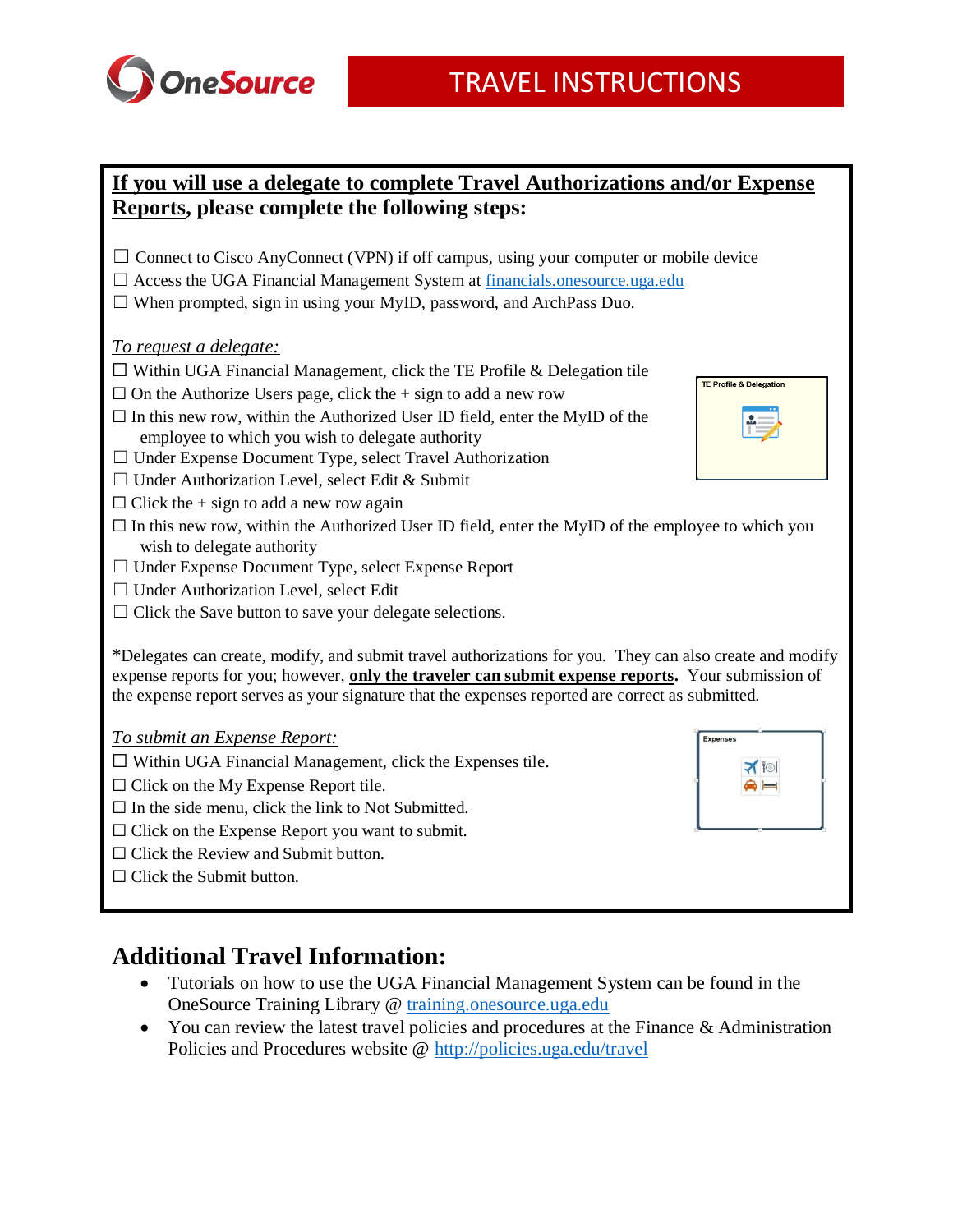# TRAVEL INSTRUCTIONS

**<u>If you will use a delegate to complete Travel Authorizations and/or Expense Reports</u>, please complete the following steps:**

☐ Connect to Cisco AnyConnect (VPN) if off campus, using your computer or mobile device
☐ Access the UGA Financial Management System at financials.onesource.uga.edu
☐ When prompted, sign in using your MyID, password, and ArchPass Duo.

*<u>To request a delegate:</u>*

☐ Within UGA Financial Management, click the TE Profile & Delegation tile
☐ On the Authorize Users page, click the + sign to add a new row
☐ In this new row, within the Authorized User ID field, enter the MyID of the employee to which you wish to delegate authority
☐ Under Expense Document Type, select Travel Authorization
☐ Under Authorization Level, select Edit & Submit
☐ Click the + sign to add a new row again
☐ In this new row, within the Authorized User ID field, enter the MyID of the employee to which you wish to delegate authority
☐ Under Expense Document Type, select Expense Report
☐ Under Authorization Level, select Edit
☐ Click the Save button to save your delegate selections.

TE Profile & Delegation

*Delegates can create, modify, and submit travel authorizations for you. They can also create and modify expense reports for you; however, **<u>only the traveler can submit expense reports</u>.** Your submission of the expense report serves as your signature that the expenses reported are correct as submitted.

*<u>To submit an Expense Report:</u>*

☐ Within UGA Financial Management, click the Expenses tile.
☐ Click on the My Expense Report tile.
☐ In the side menu, click the link to Not Submitted.
☐ Click on the Expense Report you want to submit.
☐ Click the Review and Submit button.
☐ Click the Submit button.

Expenses

## Additional Travel Information:

- Tutorials on how to use the UGA Financial Management System can be found in the OneSource Training Library @ training.onesource.uga.edu
- You can review the latest travel policies and procedures at the Finance & Administration Policies and Procedures website @ http://policies.uga.edu/travel